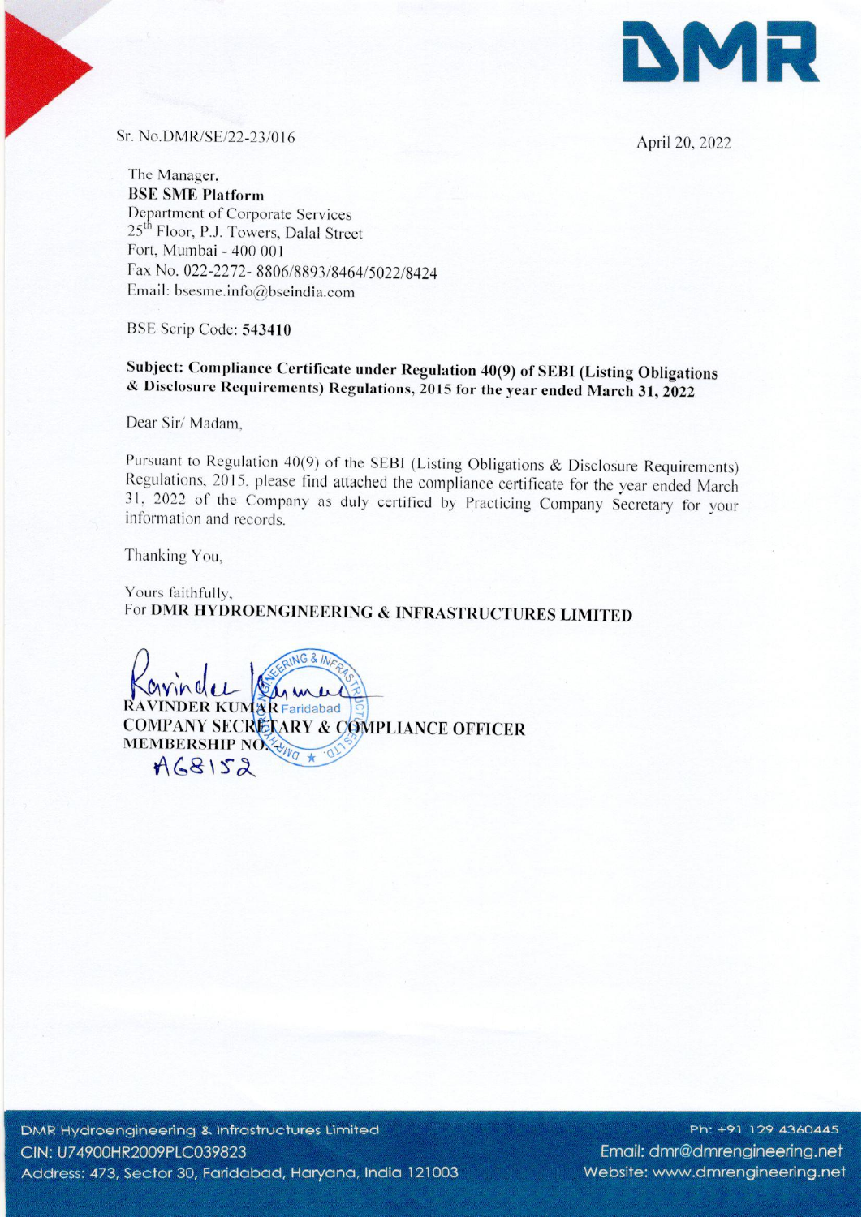DMR

Sr. No.DMR/SE/22-23/016

April 20, 2022

The Manager,
**BSE SME Platform**
Department of Corporate Services
25th Floor, P.J. Towers, Dalal Street
Fort, Mumbai - 400 001
Fax No. 022-2272- 8806/8893/8464/5022/8424
Email: bsesme.info@bseindia.com

BSE Scrip Code: **543410**

**Subject: Compliance Certificate under Regulation 40(9) of SEBI (Listing Obligations & Disclosure Requirements) Regulations, 2015 for the year ended March 31, 2022**

Dear Sir/ Madam,

Pursuant to Regulation 40(9) of the SEBI (Listing Obligations & Disclosure Requirements) Regulations, 2015, please find attached the compliance certificate for the year ended March 31, 2022 of the Company as duly certified by Practicing Company Secretary for your information and records.

Thanking You,

Yours faithfully,
For **DMR HYDROENGINEERING & INFRASTRUCTURES LIMITED**

**RAVINDER KUMAR**
**COMPANY SECRETARY & COMPLIANCE OFFICER**
**MEMBERSHIP NO.** A68152

DMR Hydroengineering & Infrastructures Limited
CIN: U74900HR2009PLC039823
Address: 473, Sector 30, Faridabad, Haryana, India 121003

Ph: +91 129 4360445
Email: dmr@dmrengineering.net
Website: www.dmrengineering.net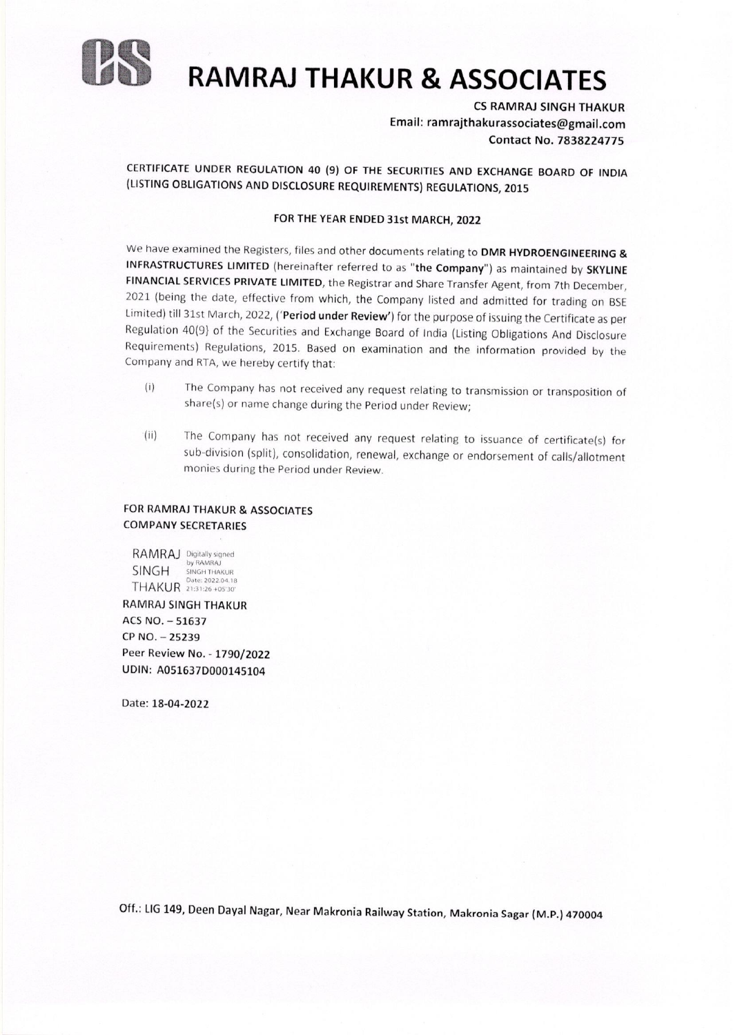# RAMRAJ THAKUR & ASSOCIATES

**CS RAMRAJ SINGH THAKUR**
**Email: ramrajthakurassociates@gmail.com**
**Contact No. 7838224775**

CERTIFICATE UNDER REGULATION 40 (9) OF THE SECURITIES AND EXCHANGE BOARD OF INDIA (LISTING OBLIGATIONS AND DISCLOSURE REQUIREMENTS) REGULATIONS, 2015

FOR THE YEAR ENDED 31st MARCH, 2022

We have examined the Registers, files and other documents relating to **DMR HYDROENGINEERING & INFRASTRUCTURES LIMITED** (hereinafter referred to as "**the Company**") as maintained by **SKYLINE FINANCIAL SERVICES PRIVATE LIMITED**, the Registrar and Share Transfer Agent, from 7th December, 2021 (being the date, effective from which, the Company listed and admitted for trading on BSE Limited) till 31st March, 2022, ('**Period under Review**') for the purpose of issuing the Certificate as per Regulation 40(9) of the Securities and Exchange Board of India (Listing Obligations And Disclosure Requirements) Regulations, 2015. Based on examination and the information provided by the Company and RTA, we hereby certify that:

(i) The Company has not received any request relating to transmission or transposition of share(s) or name change during the Period under Review;

(ii) The Company has not received any request relating to issuance of certificate(s) for sub-division (split), consolidation, renewal, exchange or endorsement of calls/allotment monies during the Period under Review.

**FOR RAMRAJ THAKUR & ASSOCIATES**
**COMPANY SECRETARIES**

RAMRAJ SINGH THAKUR — Digitally signed by RAMRAJ SINGH THAKUR Date: 2022.04.18 21:31:26 +05'30'

**RAMRAJ SINGH THAKUR**
**ACS NO. – 51637**
**CP NO. – 25239**
**Peer Review No. - 1790/2022**
**UDIN: A051637D000145104**

Date: 18-04-2022

Off.: LIG 149, Deen Dayal Nagar, Near Makronia Railway Station, Makronia Sagar (M.P.) 470004